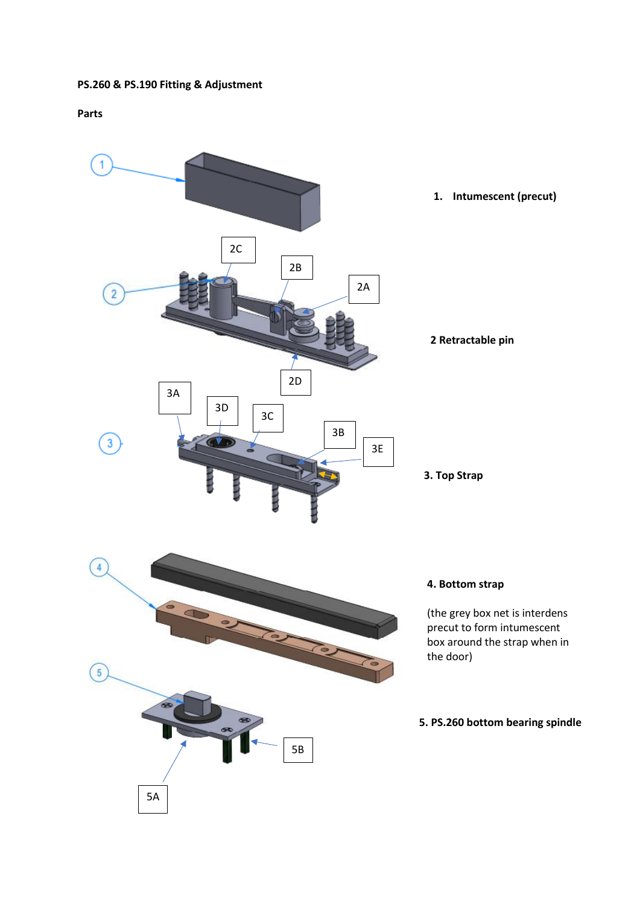**PS.260 & PS.190 Fitting & Adjustment**

**Parts**

1. **Intumescent (precut)**

**2 Retractable pin**

**3. Top Strap**

**4. Bottom strap**

(the grey box net is interdens precut to form intumescent box around the strap when in the door)

**5. PS.260 bottom bearing spindle**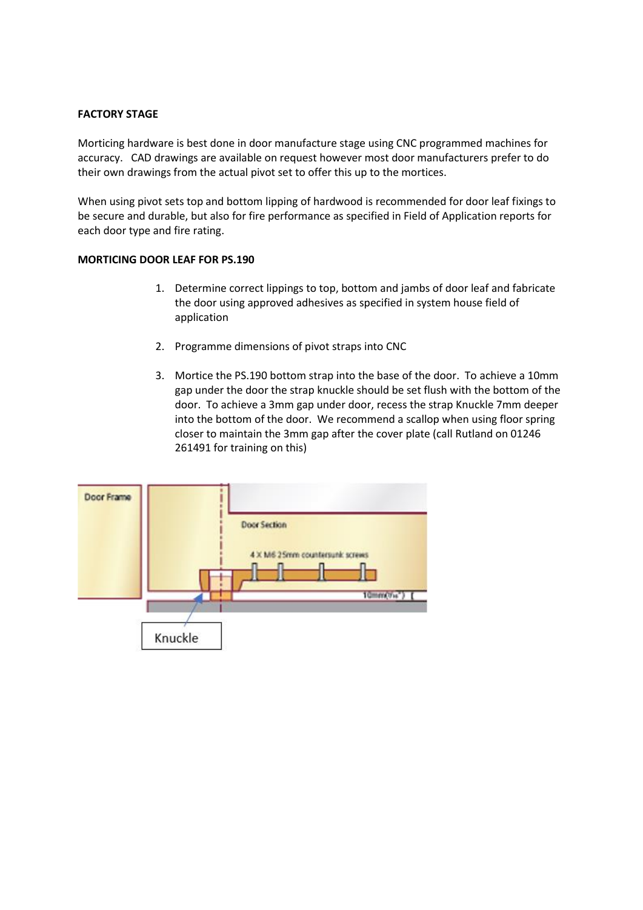**FACTORY STAGE**

Morticing hardware is best done in door manufacture stage using CNC programmed machines for accuracy. CAD drawings are available on request however most door manufacturers prefer to do their own drawings from the actual pivot set to offer this up to the mortices.

When using pivot sets top and bottom lipping of hardwood is recommended for door leaf fixings to be secure and durable, but also for fire performance as specified in Field of Application reports for each door type and fire rating.

**MORTICING DOOR LEAF FOR PS.190**

1. Determine correct lippings to top, bottom and jambs of door leaf and fabricate the door using approved adhesives as specified in system house field of application

2. Programme dimensions of pivot straps into CNC

3. Mortice the PS.190 bottom strap into the base of the door. To achieve a 10mm gap under the door the strap knuckle should be set flush with the bottom of the door. To achieve a 3mm gap under door, recess the strap Knuckle 7mm deeper into the bottom of the door. We recommend a scallop when using floor spring closer to maintain the 3mm gap after the cover plate (call Rutland on 01246 261491 for training on this)

Door Frame

Door Section

4 X M6 25mm countersunk screws

10mm(3/8")

Knuckle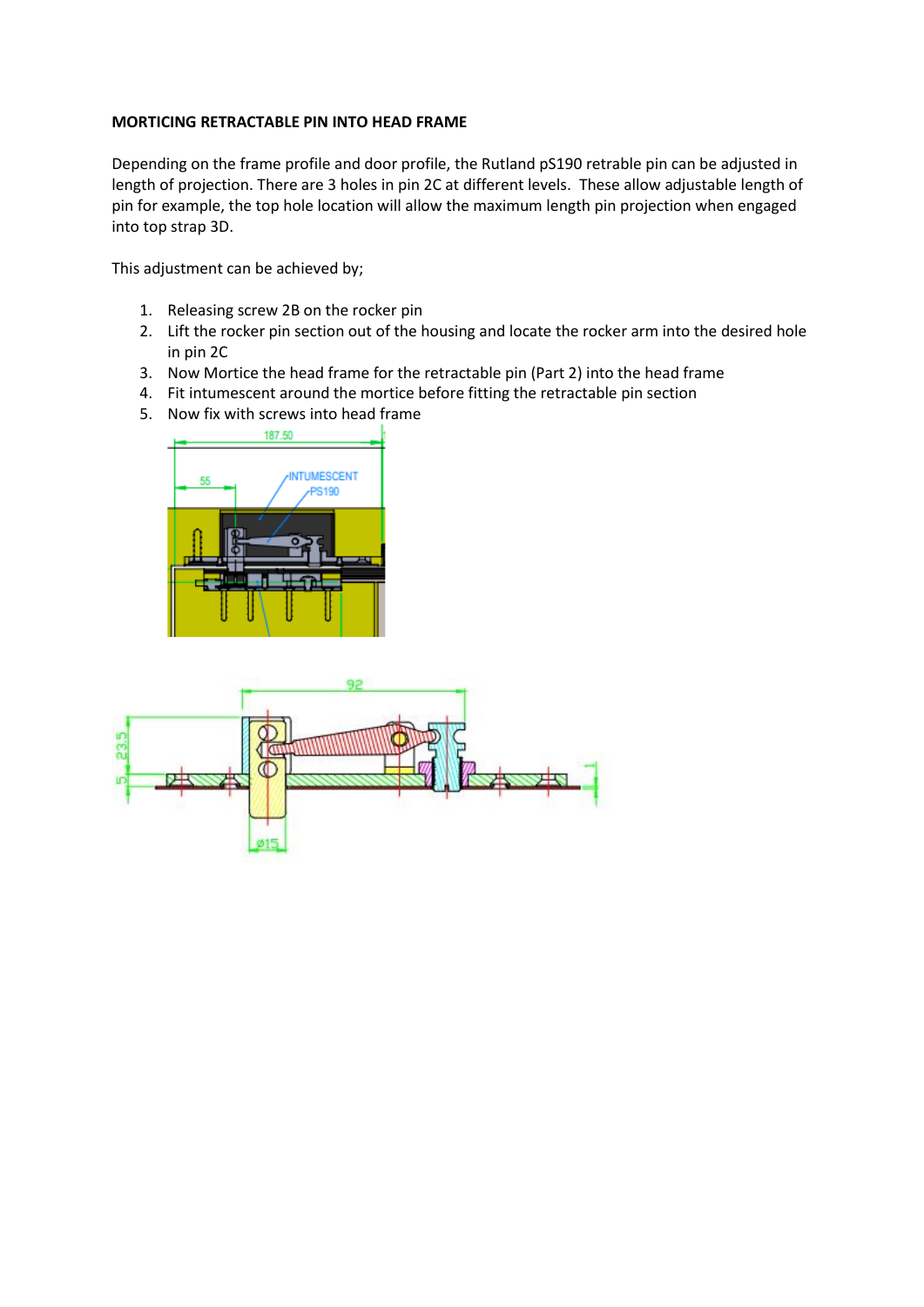**MORTICING RETRACTABLE PIN INTO HEAD FRAME**

Depending on the frame profile and door profile, the Rutland pS190 retrable pin can be adjusted in length of projection. There are 3 holes in pin 2C at different levels. These allow adjustable length of pin for example, the top hole location will allow the maximum length pin projection when engaged into top strap 3D.

This adjustment can be achieved by;

1. Releasing screw 2B on the rocker pin
2. Lift the rocker pin section out of the housing and locate the rocker arm into the desired hole in pin 2C
3. Now Mortice the head frame for the retractable pin (Part 2) into the head frame
4. Fit intumescent around the mortice before fitting the retractable pin section
5. Now fix with screws into head frame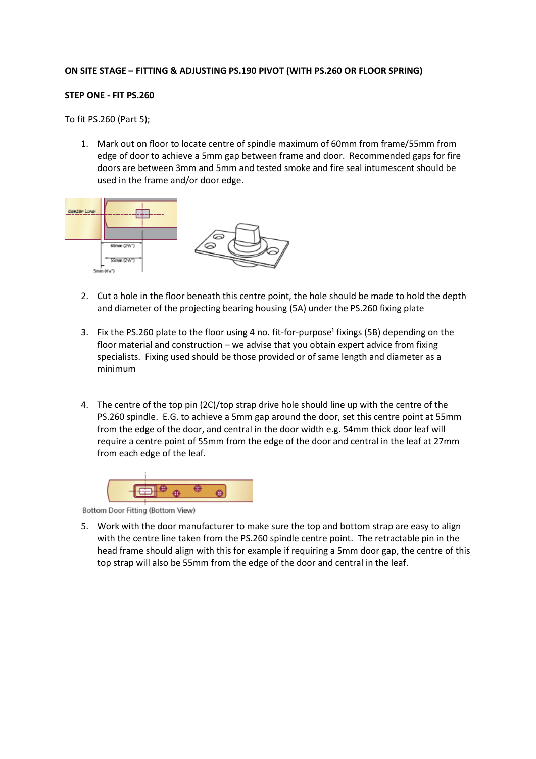**ON SITE STAGE – FITTING & ADJUSTING PS.190 PIVOT (WITH PS.260 OR FLOOR SPRING)**

**STEP ONE - FIT PS.260**

To fit PS.260 (Part 5);

1. Mark out on floor to locate centre of spindle maximum of 60mm from frame/55mm from edge of door to achieve a 5mm gap between frame and door. Recommended gaps for fire doors are between 3mm and 5mm and tested smoke and fire seal intumescent should be used in the frame and/or door edge.

2. Cut a hole in the floor beneath this centre point, the hole should be made to hold the depth and diameter of the projecting bearing housing (5A) under the PS.260 fixing plate

3. Fix the PS.260 plate to the floor using 4 no. fit-for-purpose[1] fixings (5B) depending on the floor material and construction – we advise that you obtain expert advice from fixing specialists. Fixing used should be those provided or of same length and diameter as a minimum

4. The centre of the top pin (2C)/top strap drive hole should line up with the centre of the PS.260 spindle. E.G. to achieve a 5mm gap around the door, set this centre point at 55mm from the edge of the door, and central in the door width e.g. 54mm thick door leaf will require a centre point of 55mm from the edge of the door and central in the leaf at 27mm from each edge of the leaf.

Bottom Door Fitting (Bottom View)

5. Work with the door manufacturer to make sure the top and bottom strap are easy to align with the centre line taken from the PS.260 spindle centre point. The retractable pin in the head frame should align with this for example if requiring a 5mm door gap, the centre of this top strap will also be 55mm from the edge of the door and central in the leaf.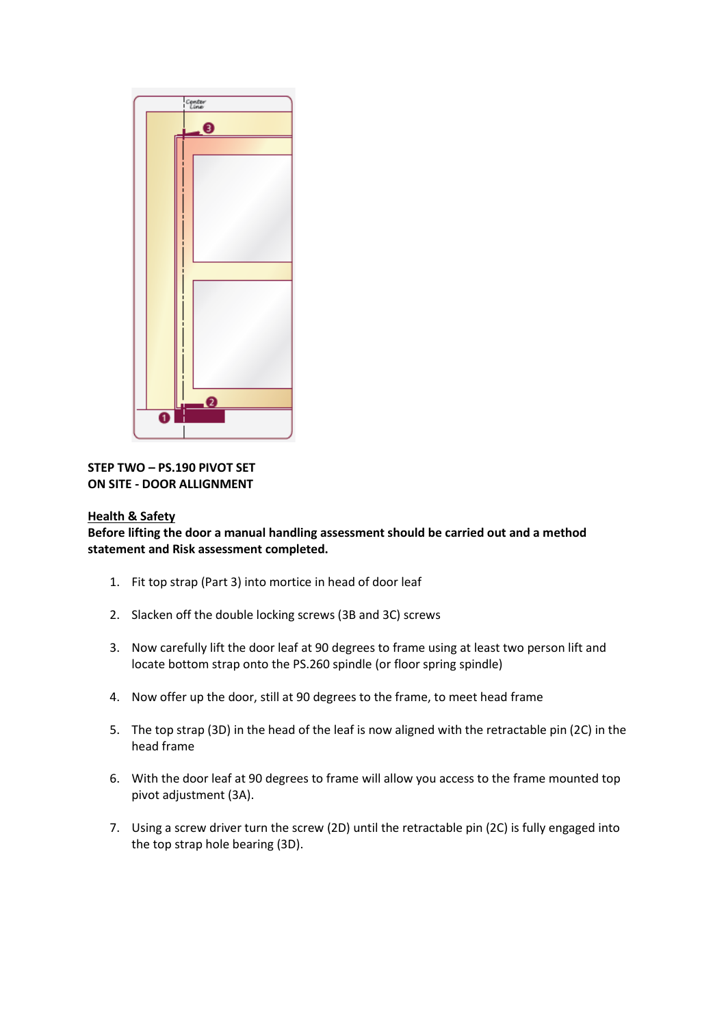**STEP TWO – PS.190 PIVOT SET**
**ON SITE - DOOR ALLIGNMENT**

**Health & Safety**
**Before lifting the door a manual handling assessment should be carried out and a method statement and Risk assessment completed.**

1. Fit top strap (Part 3) into mortice in head of door leaf
2. Slacken off the double locking screws (3B and 3C) screws
3. Now carefully lift the door leaf at 90 degrees to frame using at least two person lift and locate bottom strap onto the PS.260 spindle (or floor spring spindle)
4. Now offer up the door, still at 90 degrees to the frame, to meet head frame
5. The top strap (3D) in the head of the leaf is now aligned with the retractable pin (2C) in the head frame
6. With the door leaf at 90 degrees to frame will allow you access to the frame mounted top pivot adjustment (3A).
7. Using a screw driver turn the screw (2D) until the retractable pin (2C) is fully engaged into the top strap hole bearing (3D).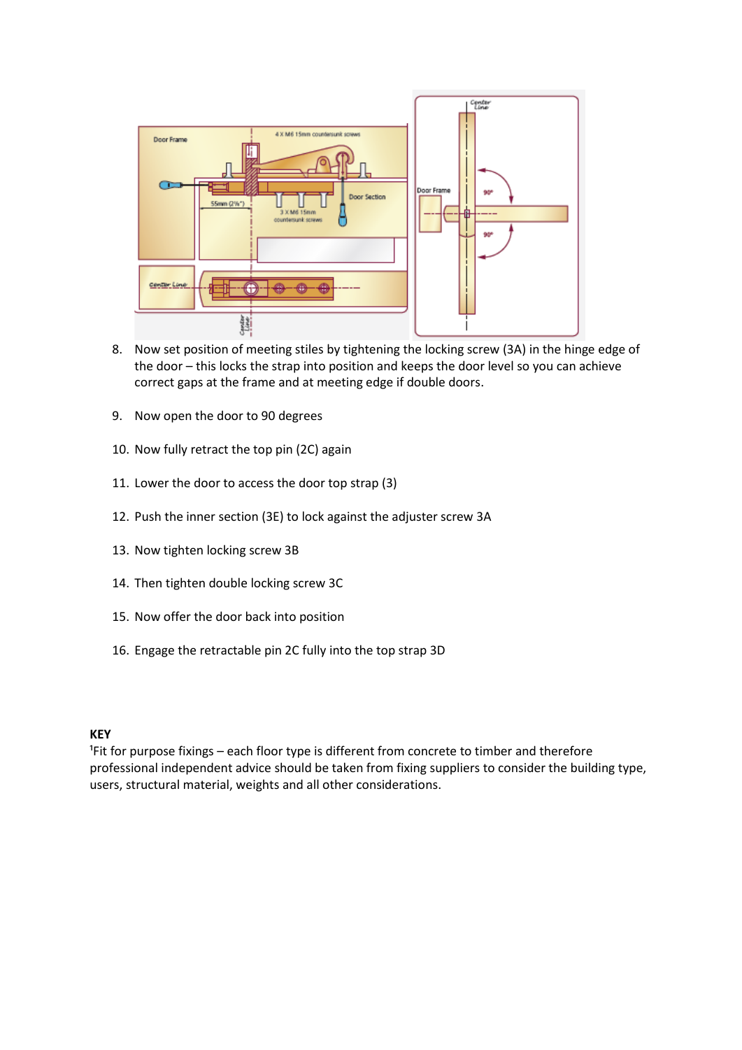8. Now set position of meeting stiles by tightening the locking screw (3A) in the hinge edge of the door – this locks the strap into position and keeps the door level so you can achieve correct gaps at the frame and at meeting edge if double doors.

9. Now open the door to 90 degrees

10. Now fully retract the top pin (2C) again

11. Lower the door to access the door top strap (3)

12. Push the inner section (3E) to lock against the adjuster screw 3A

13. Now tighten locking screw 3B

14. Then tighten double locking screw 3C

15. Now offer the door back into position

16. Engage the retractable pin 2C fully into the top strap 3D

**KEY**

[1]Fit for purpose fixings – each floor type is different from concrete to timber and therefore professional independent advice should be taken from fixing suppliers to consider the building type, users, structural material, weights and all other considerations.